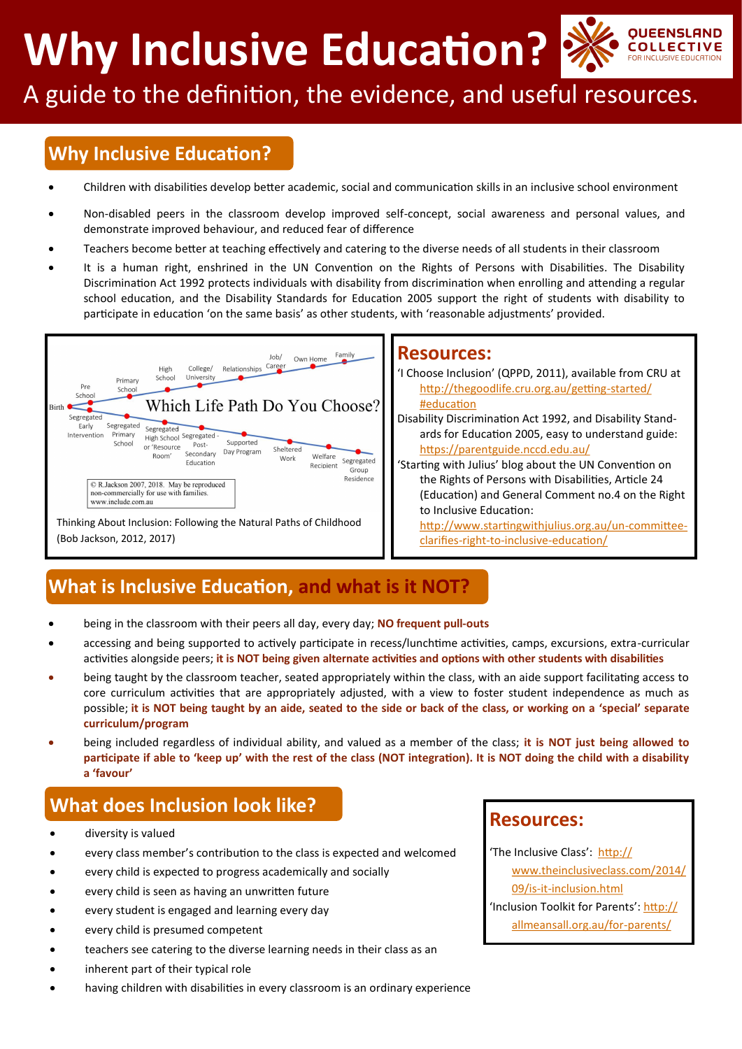# Why Inclusive Education?

QUEENSLAND COLLECTIVE FOR INCLUSIVE EDUCATION

A guide to the definition, the evidence, and useful resources.

## Why Inclusive Education?

- Children with disabilities develop better academic, social and communication skills in an inclusive school environment
- Non-disabled peers in the classroom develop improved self-concept, social awareness and personal values, and demonstrate improved behaviour, and reduced fear of difference
- Teachers become better at teaching effectively and catering to the diverse needs of all students in their classroom
- It is a human right, enshrined in the UN Convention on the Rights of Persons with Disabilities. The Disability Discrimination Act 1992 protects individuals with disability from discrimination when enrolling and attending a regular school education, and the Disability Standards for Education 2005 support the right of students with disability to participate in education 'on the same basis' as other students, with 'reasonable adjustments' provided.

Which Life Path Do You Choose?

Birth → Pre School → Primary School → High School → College/ University → Relationships → Job/ Career → Own Home → Family

Birth → Segregated Early Intervention → Segregated Primary School → Segregated High School or 'Resource Room' → Segregated - Post-Secondary Education → Supported Day Program → Sheltered Work → Welfare Recipient → Segregated Group Residence

© R.Jackson 2007, 2018. May be reproduced non-commercially for use with families. www.include.com.au

Thinking About Inclusion: Following the Natural Paths of Childhood (Bob Jackson, 2012, 2017)

### Resources:

'I Choose Inclusion' (QPPD, 2011), available from CRU at http://thegoodlife.cru.org.au/getting-started/#education

Disability Discrimination Act 1992, and Disability Standards for Education 2005, easy to understand guide: https://parentguide.nccd.edu.au/

'Starting with Julius' blog about the UN Convention on the Rights of Persons with Disabilities, Article 24 (Education) and General Comment no.4 on the Right to Inclusive Education: http://www.startingwithjulius.org.au/un-committee-clarifies-right-to-inclusive-education/

## What is Inclusive Education, and what is it NOT?

- being in the classroom with their peers all day, every day; **NO frequent pull-outs**
- accessing and being supported to actively participate in recess/lunchtime activities, camps, excursions, extra-curricular activities alongside peers; **it is NOT being given alternate activities and options with other students with disabilities**
- being taught by the classroom teacher, seated appropriately within the class, with an aide support facilitating access to core curriculum activities that are appropriately adjusted, with a view to foster student independence as much as possible; **it is NOT being taught by an aide, seated to the side or back of the class, or working on a 'special' separate curriculum/program**
- being included regardless of individual ability, and valued as a member of the class; **it is NOT just being allowed to participate if able to 'keep up' with the rest of the class (NOT integration). It is NOT doing the child with a disability a 'favour'**

## What does Inclusion look like?

- diversity is valued
- every class member's contribution to the class is expected and welcomed
- every child is expected to progress academically and socially
- every child is seen as having an unwritten future
- every student is engaged and learning every day
- every child is presumed competent
- teachers see catering to the diverse learning needs in their class as an
- inherent part of their typical role
- having children with disabilities in every classroom is an ordinary experience

### Resources:

'The Inclusive Class': http://www.theinclusiveclass.com/2014/09/is-it-inclusion.html

'Inclusion Toolkit for Parents': http://allmeansall.org.au/for-parents/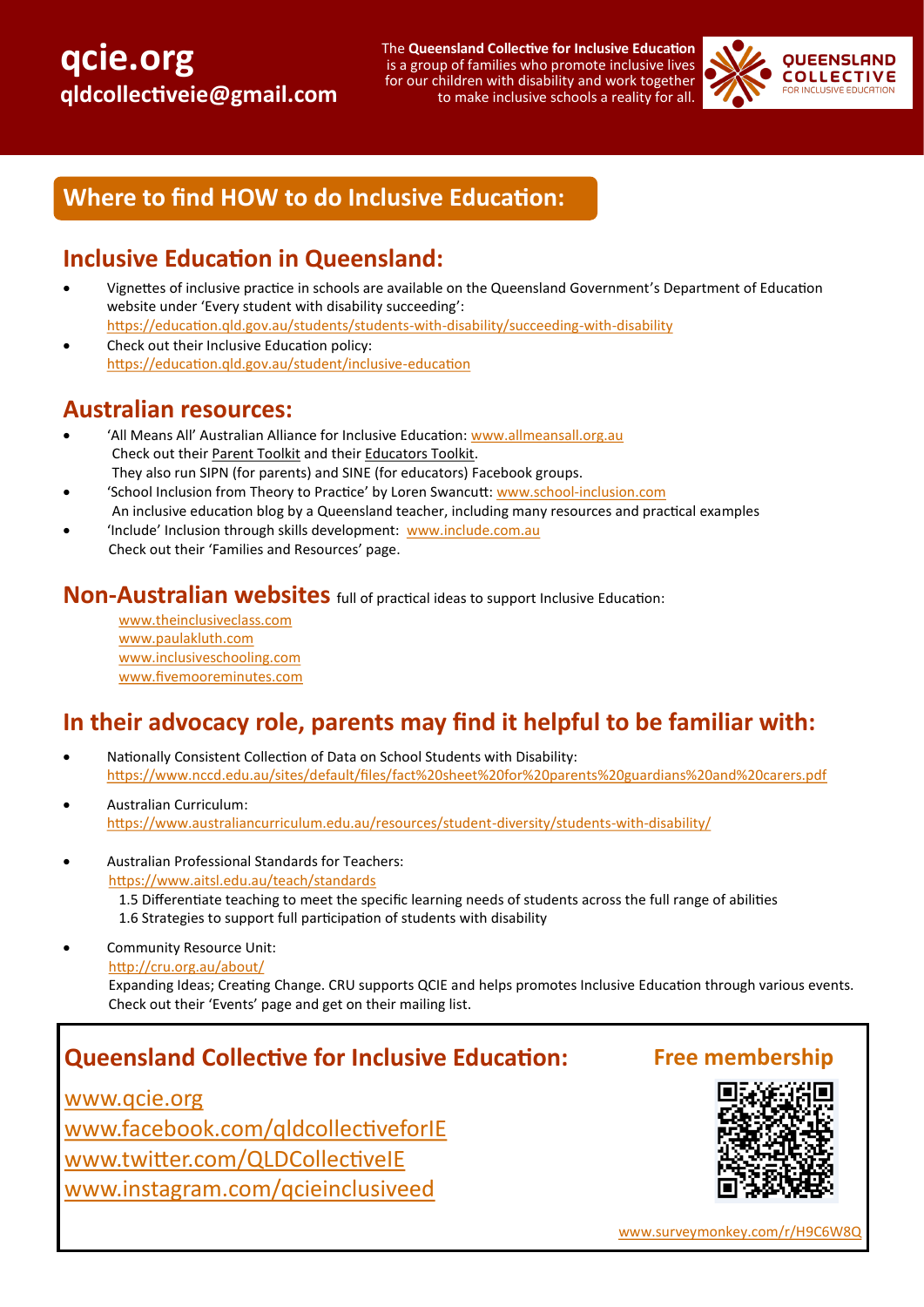**qcie.org**
**qldcollectiveie@gmail.com**

The **Queensland Collective for Inclusive Education** is a group of families who promote inclusive lives for our children with disability and work together to make inclusive schools a reality for all.

QUEENSLAND COLLECTIVE FOR INCLUSIVE EDUCATION

## Where to find HOW to do Inclusive Education:

### Inclusive Education in Queensland:

- Vignettes of inclusive practice in schools are available on the Queensland Government's Department of Education website under 'Every student with disability succeeding':
  https://education.qld.gov.au/students/students-with-disability/succeeding-with-disability
- Check out their Inclusive Education policy:
  https://education.qld.gov.au/student/inclusive-education

### Australian resources:

- 'All Means All' Australian Alliance for Inclusive Education: www.allmeansall.org.au
  Check out their Parent Toolkit and their Educators Toolkit.
  They also run SIPN (for parents) and SINE (for educators) Facebook groups.
- 'School Inclusion from Theory to Practice' by Loren Swancutt: www.school-inclusion.com
  An inclusive education blog by a Queensland teacher, including many resources and practical examples
- 'Include' Inclusion through skills development: www.include.com.au
  Check out their 'Families and Resources' page.

### Non-Australian websites full of practical ideas to support Inclusive Education:

www.theinclusiveclass.com
www.paulakluth.com
www.inclusiveschooling.com
www.fivemooreminutes.com

### In their advocacy role, parents may find it helpful to be familiar with:

- Nationally Consistent Collection of Data on School Students with Disability:
  https://www.nccd.edu.au/sites/default/files/fact%20sheet%20for%20parents%20guardians%20and%20carers.pdf
- Australian Curriculum:
  https://www.australiancurriculum.edu.au/resources/student-diversity/students-with-disability/
- Australian Professional Standards for Teachers:
  https://www.aitsl.edu.au/teach/standards
  1.5 Differentiate teaching to meet the specific learning needs of students across the full range of abilities
  1.6 Strategies to support full participation of students with disability
- Community Resource Unit:
  http://cru.org.au/about/
  Expanding Ideas; Creating Change. CRU supports QCIE and helps promotes Inclusive Education through various events. Check out their 'Events' page and get on their mailing list.

### Queensland Collective for Inclusive Education:

www.qcie.org
www.facebook.com/qldcollectiveforIE
www.twitter.com/QLDCollectiveIE
www.instagram.com/qcieinclusiveed

**Free membership**

www.surveymonkey.com/r/H9C6W8Q